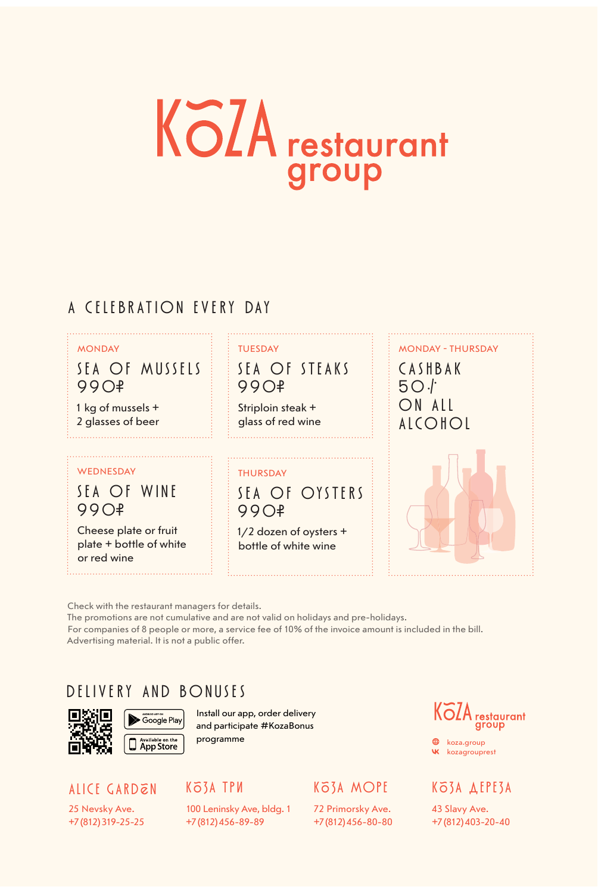# KOZA restaurant group

## A CELEBRATION EVERY DAY

### MONDAY

**SEA OF MUSSELS**
**990₽**

1 kg of mussels +
2 glasses of beer

### TUESDAY

**SEA OF STEAKS**
**990₽**

Striploin steak +
glass of red wine

### MONDAY - THURSDAY

**CASHBAK 50% ON ALL ALCOHOL**

### WEDNESDAY

**SEA OF WINE**
**990₽**

Cheese plate or fruit
plate + bottle of white
or red wine

### THURSDAY

**SEA OF OYSTERS**
**990₽**

1/2 dozen of oysters +
bottle of white wine

Check with the restaurant managers for details.
The promotions are not cumulative and are not valid on holidays and pre-holidays.
For companies of 8 people or more, a service fee of 10% of the invoice amount is included in the bill.
Advertising material. It is not a public offer.

## DELIVERY AND BONUSES

Google Play
App Store

Install our app, order delivery and participate #KozaBonus programme

KOZA restaurant group
koza.group
kozagrouprest

**ALICE GARDEN**
25 Nevsky Ave.
+7 (812) 319-25-25

**КОЗА ТРИ**
100 Leninsky Ave, bldg. 1
+7 (812) 456-89-89

**КОЗА МОРЕ**
72 Primorsky Ave.
+7 (812) 456-80-80

**КОЗА ДЕРЕЗА**
43 Slavy Ave.
+7 (812) 403-20-40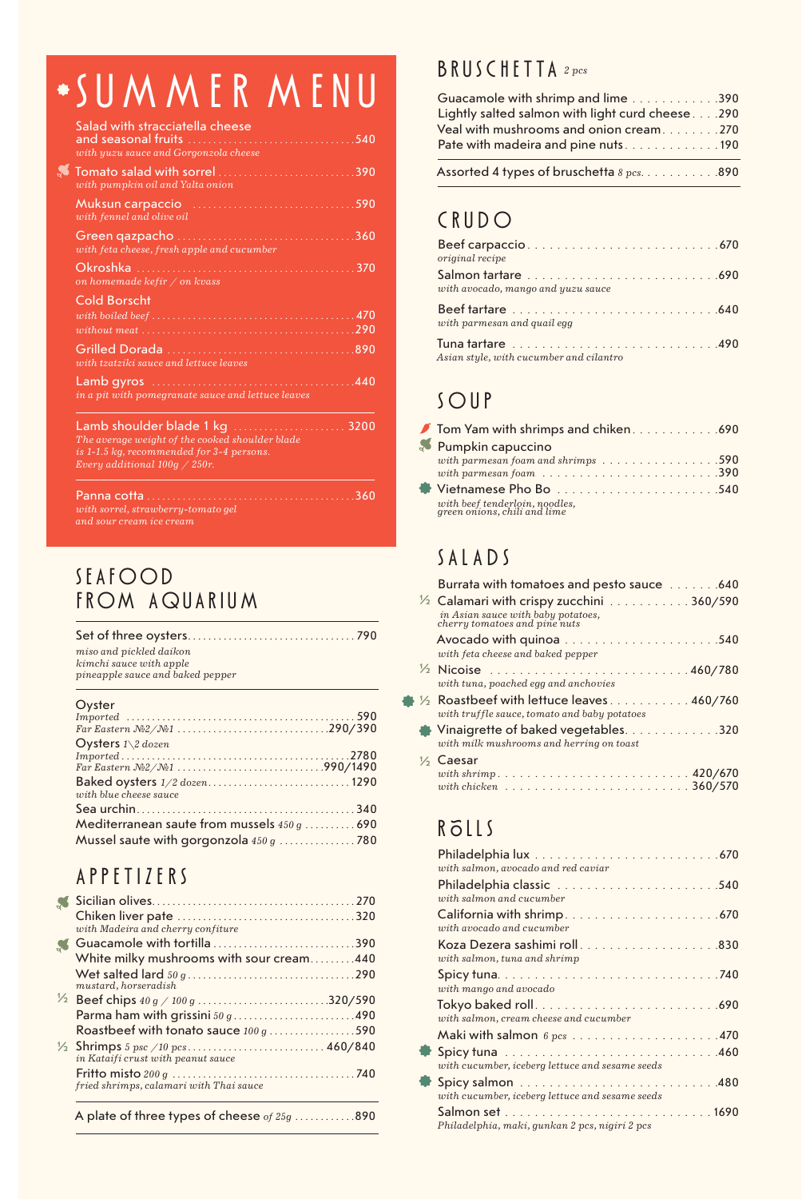# SUMMER MENU

**Salad with stracciatella cheese and seasonal fruits** ....... 540
*with yuzu sauce and Gorgonzola cheese*

**Tomato salad with sorrel** ....... 390
*with pumpkin oil and Yalta onion*

**Muksun carpaccio** ....... 590
*with fennel and olive oil*

**Green qazpacho** ....... 360
*with feta cheese, fresh apple and cucumber*

**Okroshka** ....... 370
*on homemade kefir / on kvass*

**Cold Borscht**
*with boiled beef* ....... 470
*without meat* ....... 290

**Grilled Dorada** ....... 890
*with tzatziki sauce and lettuce leaves*

**Lamb gyros** ....... 440
*in a pit with pomegranate sauce and lettuce leaves*

---

**Lamb shoulder blade 1 kg** ....... 3200
*The average weight of the cooked shoulder blade is 1-1.5 kg, recommended for 3-4 persons. Every additional 100g / 250r.*

---

**Panna cotta** ....... 360
*with sorrel, strawberry-tomato gel and sour cream ice cream*

## SEAFOOD FROM AQUARIUM

**Set of three oysters** ....... 790
*miso and pickled daikon*
*kimchi sauce with apple*
*pineapple sauce and baked pepper*

---

**Oyster**
*Imported* ....... 590
*Far Eastern №2/№1* ....... 290/390

**Oysters** *1\2 dozen*
*Imported* ....... 2780
*Far Eastern №2/№1* ....... 990/1490

**Baked oysters** *1/2 dozen* ....... 1290
*with blue cheese sauce*

**Sea urchin** ....... 340

**Mediterranean saute from mussels** *450 g* ....... 690

**Mussel saute with gorgonzola** *450 g* ....... 780

## APPETIZERS

**Sicilian olives** ....... 270

**Chiken liver pate** ....... 320
*with Madeira and cherry confiture*

**Guacamole with tortilla** ....... 390

**White milky mushrooms with sour cream** ....... 440

**Wet salted lard** *50 g* ....... 290
*mustard, horseradish*

½ **Beef chips** *40 g / 100 g* ....... 320/590

**Parma ham with grissini** *50 g* ....... 490

**Roastbeef with tonato sauce** *100 g* ....... 590

½ **Shrimps** *5 psc /10 pcs* ....... 460/840
*in Kataifi crust with peanut sauce*

**Fritto misto** *200 g* ....... 740
*fried shrimps, calamari with Thai sauce*

---

**A plate of three types of cheese** *of 25g* ....... 890

## BRUSCHETTA *2 pcs*

**Guacamole with shrimp and lime** ....... 390

**Lightly salted salmon with light curd cheese** ....... 290

**Veal with mushrooms and onion cream** ....... 270

**Pate with madeira and pine nuts** ....... 190

---

**Assorted 4 types of bruschetta** *8 pcs.* ....... 890

## CRUDO

**Beef carpaccio** ....... 670
*original recipe*

**Salmon tartare** ....... 690
*with avocado, mango and yuzu sauce*

**Beef tartare** ....... 640
*with parmesan and quail egg*

**Tuna tartare** ....... 490
*Asian style, with cucumber and cilantro*

## SOUP

**Tom Yam with shrimps and chiken** ....... 690

**Pumpkin capuccino**
*with parmesan foam and shrimps* ....... 590
*with parmesan foam* ....... 390

**Vietnamese Pho Bo** ....... 540
*with beef tenderloin, noodles, green onions, chili and lime*

## SALADS

**Burrata with tomatoes and pesto sauce** ....... 640

½ **Calamari with crispy zucchini** ....... 360/590
*in Asian sauce with baby potatoes, cherry tomatoes and pine nuts*

**Avocado with quinoa** ....... 540
*with feta cheese and baked pepper*

½ **Nicoise** ....... 460/780
*with tuna, poached egg and anchovies*

½ **Roastbeef with lettuce leaves** ....... 460/760
*with truffle sauce, tomato and baby potatoes*

**Vinaigrette of baked vegetables** ....... 320
*with milk mushrooms and herring on toast*

½ **Caesar**
*with shrimp* ....... 420/670
*with chicken* ....... 360/570

## ROLLS

**Philadelphia lux** ....... 670
*with salmon, avocado and red caviar*

**Philadelphia classic** ....... 540
*with salmon and cucumber*

**California with shrimp** ....... 670
*with avocado and cucumber*

**Koza Dezera sashimi roll** ....... 830
*with salmon, tuna and shrimp*

**Spicy tuna** ....... 740
*with mango and avocado*

**Tokyo baked roll** ....... 690
*with salmon, cream cheese and cucumber*

**Maki with salmon** *6 pcs* ....... 470

**Spicy tuna** ....... 460
*with cucumber, iceberg lettuce and sesame seeds*

**Spicy salmon** ....... 480
*with cucumber, iceberg lettuce and sesame seeds*

**Salmon set** ....... 1690
*Philadelphia, maki, gunkan 2 pcs, nigiri 2 pcs*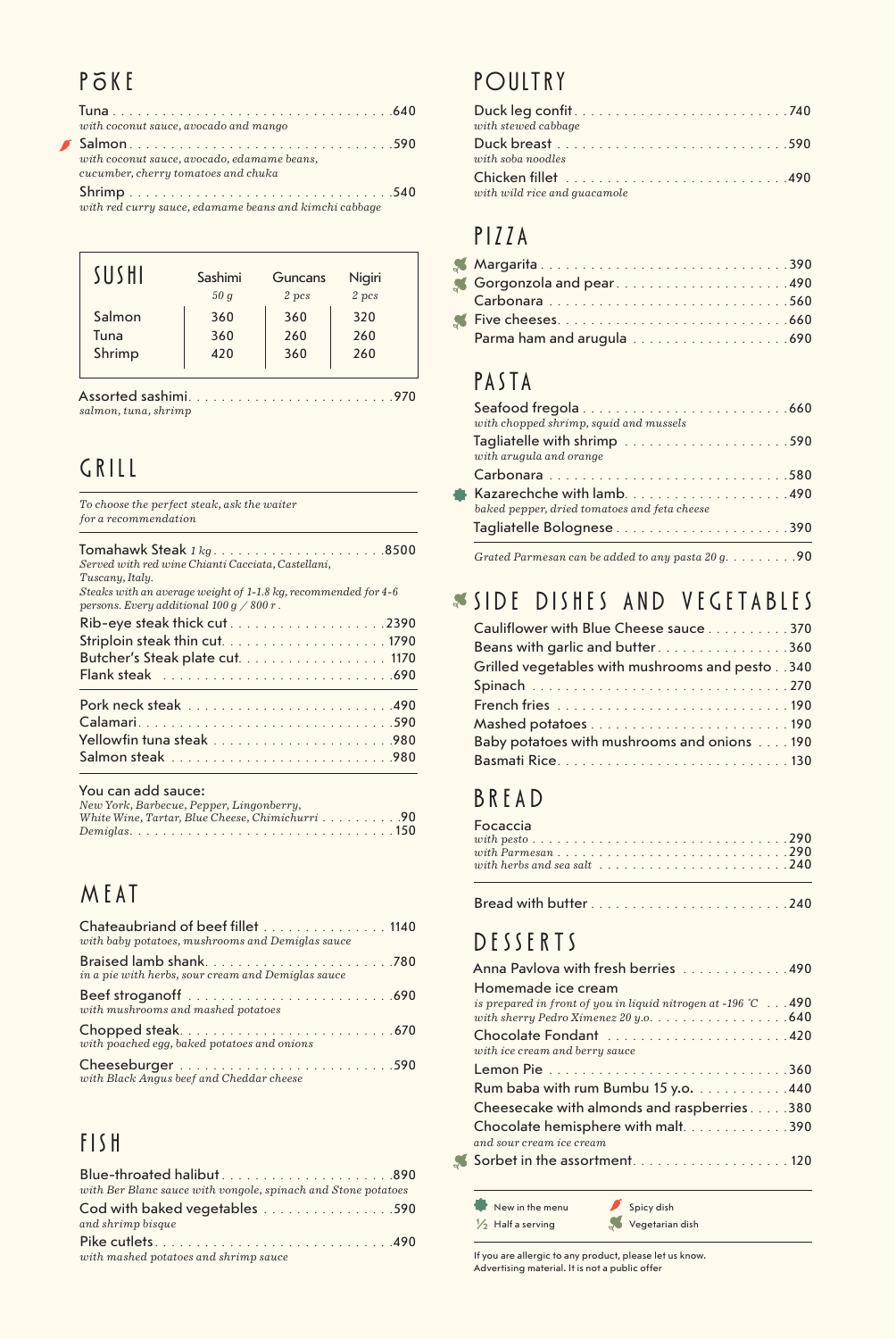## PŌKE

Tuna . . . . . . . . . . 640
*with coconut sauce, avocado and mango*

Salmon . . . . . . . . . . 590
*with coconut sauce, avocado, edamame beans, cucumber, cherry tomatoes and chuka*

Shrimp . . . . . . . . . . 540
*with red curry sauce, edamame beans and kimchi cabbage*

## SUSHI

| SUSHI | Sashimi *50 g* | Guncans *2 pcs* | Nigiri *2 pcs* |
|---|---|---|---|
| Salmon | 360 | 360 | 320 |
| Tuna | 360 | 260 | 260 |
| Shrimp | 420 | 360 | 260 |

Assorted sashimi . . . . . . . . . . 970
*salmon, tuna, shrimp*

## GRILL

*To choose the perfect steak, ask the waiter for a recommendation*

Tomahawk Steak *1 kg* . . . . . . . . . . 8500
*Served with red wine Chianti Cacciata, Castellani, Tuscany, Italy.*
*Steaks with an average weight of 1-1.8 kg, recommended for 4-6 persons. Every additional 100 g / 800 r.*

Rib-eye steak thick cut . . . . . . . . . . 2390

Striploin steak thin cut . . . . . . . . . . 1790

Butcher's Steak plate cut . . . . . . . . . . 1170

Flank steak . . . . . . . . . . 690

Pork neck steak . . . . . . . . . . 490

Calamari . . . . . . . . . . 590

Yellowfin tuna steak . . . . . . . . . . 980

Salmon steak . . . . . . . . . . 980

You can add sauce:
*New York, Barbecue, Pepper, Lingonberry, White Wine, Tartar, Blue Cheese, Chimichurri* . . . . . . . . . . 90
*Demiglas* . . . . . . . . . . 150

## MEAT

Chateaubriand of beef fillet . . . . . . . . . . 1140
*with baby potatoes, mushrooms and Demiglas sauce*

Braised lamb shank . . . . . . . . . . 780
*in a pie with herbs, sour cream and Demiglas sauce*

Beef stroganoff . . . . . . . . . . 690
*with mushrooms and mashed potatoes*

Chopped steak . . . . . . . . . . 670
*with poached egg, baked potatoes and onions*

Cheeseburger . . . . . . . . . . 590
*with Black Angus beef and Cheddar cheese*

## FISH

Blue-throated halibut . . . . . . . . . . 890
*with Ber Blanc sauce with vongole, spinach and Stone potatoes*

Cod with baked vegetables . . . . . . . . . . 590
*and shrimp bisque*

Pike cutlets . . . . . . . . . . 490
*with mashed potatoes and shrimp sauce*

## POULTRY

Duck leg confit . . . . . . . . . . 740
*with stewed cabbage*

Duck breast . . . . . . . . . . 590
*with soba noodles*

Chicken fillet . . . . . . . . . . 490
*with wild rice and guacamole*

## PIZZA

Margarita . . . . . . . . . . 390

Gorgonzola and pear . . . . . . . . . . 490

Carbonara . . . . . . . . . . 560

Five cheeses . . . . . . . . . . 660

Parma ham and arugula . . . . . . . . . . 690

## PASTA

Seafood fregola . . . . . . . . . . 660
*with chopped shrimp, squid and mussels*

Tagliatelle with shrimp . . . . . . . . . . 590
*with arugula and orange*

Carbonara . . . . . . . . . . 580

Kazarechche with lamb . . . . . . . . . . 490
*baked pepper, dried tomatoes and feta cheese*

Tagliatelle Bolognese . . . . . . . . . . 390

*Grated Parmesan can be added to any pasta 20 g* . . . . . . . . . . 90

## SIDE DISHES AND VEGETABLES

Cauliflower with Blue Cheese sauce . . . . . . . . . . 370

Beans with garlic and butter . . . . . . . . . . 360

Grilled vegetables with mushrooms and pesto . . 340

Spinach . . . . . . . . . . 270

French fries . . . . . . . . . . 190

Mashed potatoes . . . . . . . . . . 190

Baby potatoes with mushrooms and onions . . . . 190

Basmati Rice . . . . . . . . . . 130

## BREAD

Focaccia
*with pesto* . . . . . . . . . . 290
*with Parmesan* . . . . . . . . . . 290
*with herbs and sea salt* . . . . . . . . . . 240

Bread with butter . . . . . . . . . . 240

## DESSERTS

Anna Pavlova with fresh berries . . . . . . . . . . 490

Homemade ice cream
*is prepared in front of you in liquid nitrogen at -196 ℃* . . . 490
*with sherry Pedro Ximenez 20 y.o.* . . . . . . . . . . 640

Chocolate Fondant . . . . . . . . . . 420
*with ice cream and berry sauce*

Lemon Pie . . . . . . . . . . 360

Rum baba with rum Bumbu 15 y.o. . . . . . . . . . . 440

Cheesecake with almonds and raspberries . . . . . 380

Chocolate hemisphere with malt . . . . . . . . . . 390
*and sour cream ice cream*

Sorbet in the assortment . . . . . . . . . . 120

New in the menu — Spicy dish
½ Half a serving — Vegetarian dish

If you are allergic to any product, please let us know.
Advertising material. It is not a public offer